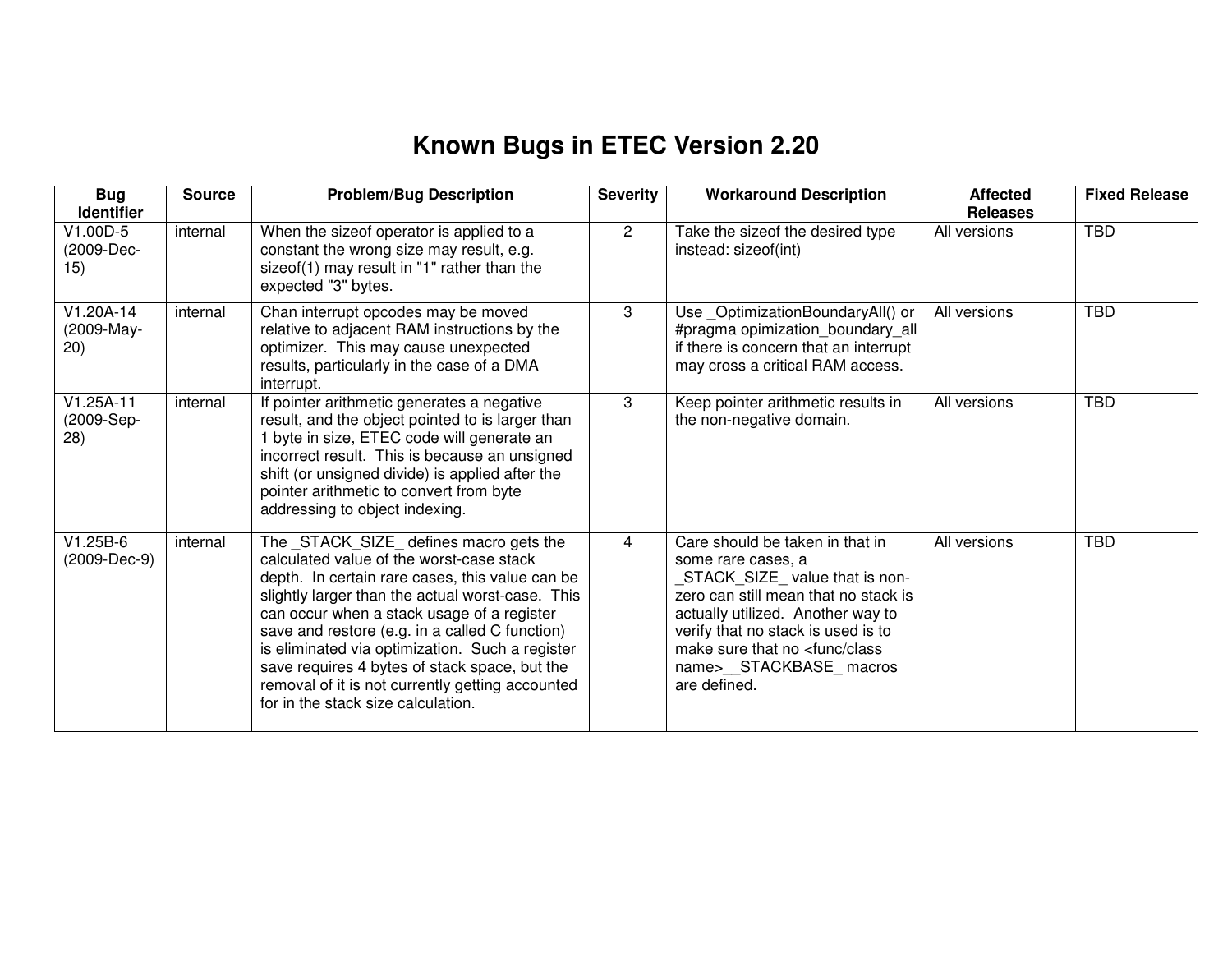# Known Bugs in ETEC Version 2.20

| Bug Identifier | Source | Problem/Bug Description | Severity | Workaround Description | Affected Releases | Fixed Release |
|---|---|---|---|---|---|---|
| V1.00D-5 (2009-Dec-15) | internal | When the sizeof operator is applied to a constant the wrong size may result, e.g. sizeof(1) may result in "1" rather than the expected "3" bytes. | 2 | Take the sizeof the desired type instead: sizeof(int) | All versions | TBD |
| V1.20A-14 (2009-May-20) | internal | Chan interrupt opcodes may be moved relative to adjacent RAM instructions by the optimizer. This may cause unexpected results, particularly in the case of a DMA interrupt. | 3 | Use _OptimizationBoundaryAll() or #pragma opimization_boundary_all if there is concern that an interrupt may cross a critical RAM access. | All versions | TBD |
| V1.25A-11 (2009-Sep-28) | internal | If pointer arithmetic generates a negative result, and the object pointed to is larger than 1 byte in size, ETEC code will generate an incorrect result. This is because an unsigned shift (or unsigned divide) is applied after the pointer arithmetic to convert from byte addressing to object indexing. | 3 | Keep pointer arithmetic results in the non-negative domain. | All versions | TBD |
| V1.25B-6 (2009-Dec-9) | internal | The _STACK_SIZE_ defines macro gets the calculated value of the worst-case stack depth. In certain rare cases, this value can be slightly larger than the actual worst-case. This can occur when a stack usage of a register save and restore (e.g. in a called C function) is eliminated via optimization. Such a register save requires 4 bytes of stack space, but the removal of it is not currently getting accounted for in the stack size calculation. | 4 | Care should be taken in that in some rare cases, a _STACK_SIZE_ value that is non-zero can still mean that no stack is actually utilized. Another way to verify that no stack is used is to make sure that no <func/class name>__STACKBASE_ macros are defined. | All versions | TBD |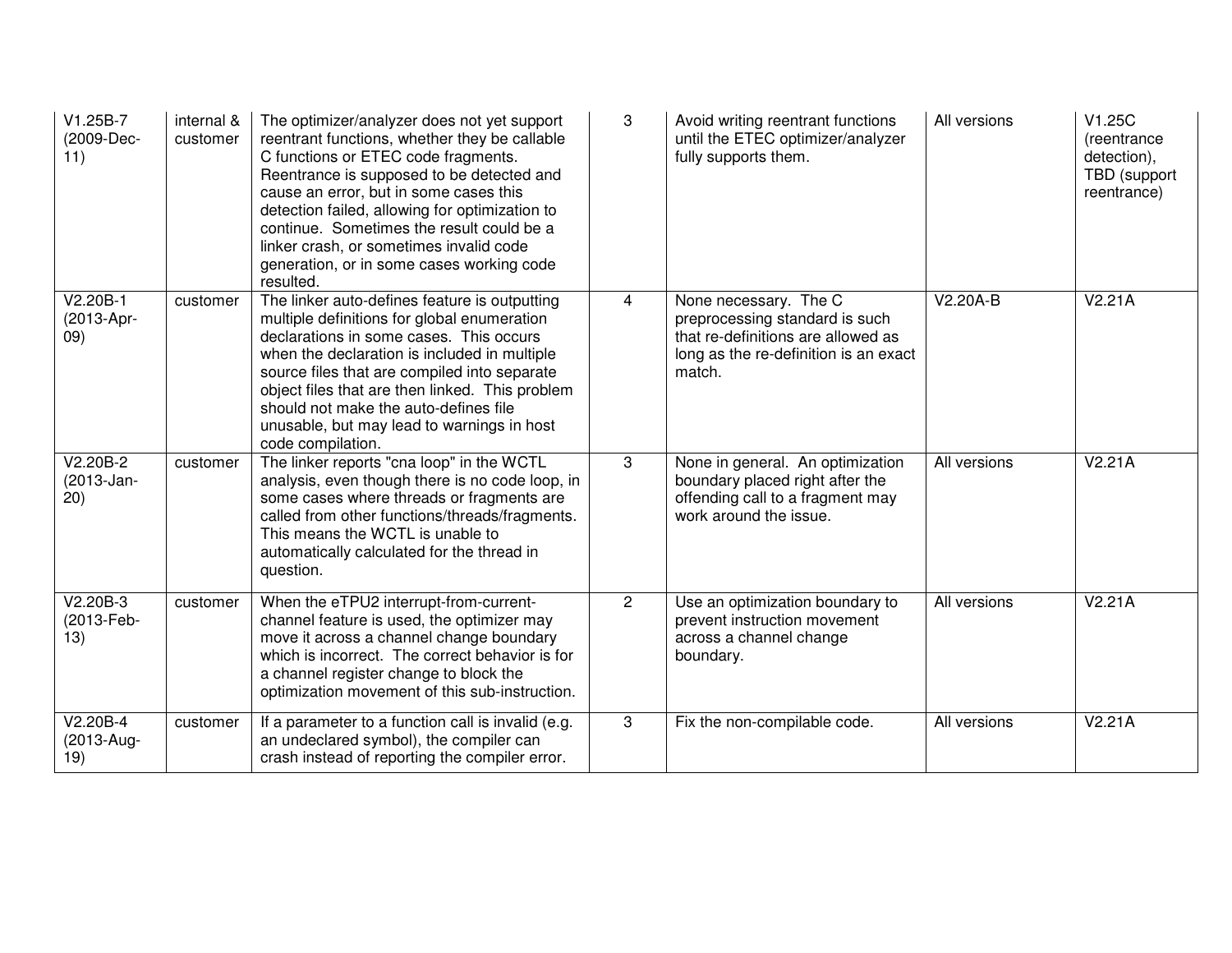| V1.25B-7 (2009-Dec-11) | internal & customer | The optimizer/analyzer does not yet support reentrant functions, whether they be callable C functions or ETEC code fragments. Reentrance is supposed to be detected and cause an error, but in some cases this detection failed, allowing for optimization to continue. Sometimes the result could be a linker crash, or sometimes invalid code generation, or in some cases working code resulted. | 3 | Avoid writing reentrant functions until the ETEC optimizer/analyzer fully supports them. | All versions | V1.25C (reentrance detection), TBD (support reentrance) |
|---|---|---|---|---|---|---|
| V2.20B-1 (2013-Apr-09) | customer | The linker auto-defines feature is outputting multiple definitions for global enumeration declarations in some cases. This occurs when the declaration is included in multiple source files that are compiled into separate object files that are then linked. This problem should not make the auto-defines file unusable, but may lead to warnings in host code compilation. | 4 | None necessary. The C preprocessing standard is such that re-definitions are allowed as long as the re-definition is an exact match. | V2.20A-B | V2.21A |
| V2.20B-2 (2013-Jan-20) | customer | The linker reports "cna loop" in the WCTL analysis, even though there is no code loop, in some cases where threads or fragments are called from other functions/threads/fragments. This means the WCTL is unable to automatically calculated for the thread in question. | 3 | None in general. An optimization boundary placed right after the offending call to a fragment may work around the issue. | All versions | V2.21A |
| V2.20B-3 (2013-Feb-13) | customer | When the eTPU2 interrupt-from-current-channel feature is used, the optimizer may move it across a channel change boundary which is incorrect. The correct behavior is for a channel register change to block the optimization movement of this sub-instruction. | 2 | Use an optimization boundary to prevent instruction movement across a channel change boundary. | All versions | V2.21A |
| V2.20B-4 (2013-Aug-19) | customer | If a parameter to a function call is invalid (e.g. an undeclared symbol), the compiler can crash instead of reporting the compiler error. | 3 | Fix the non-compilable code. | All versions | V2.21A |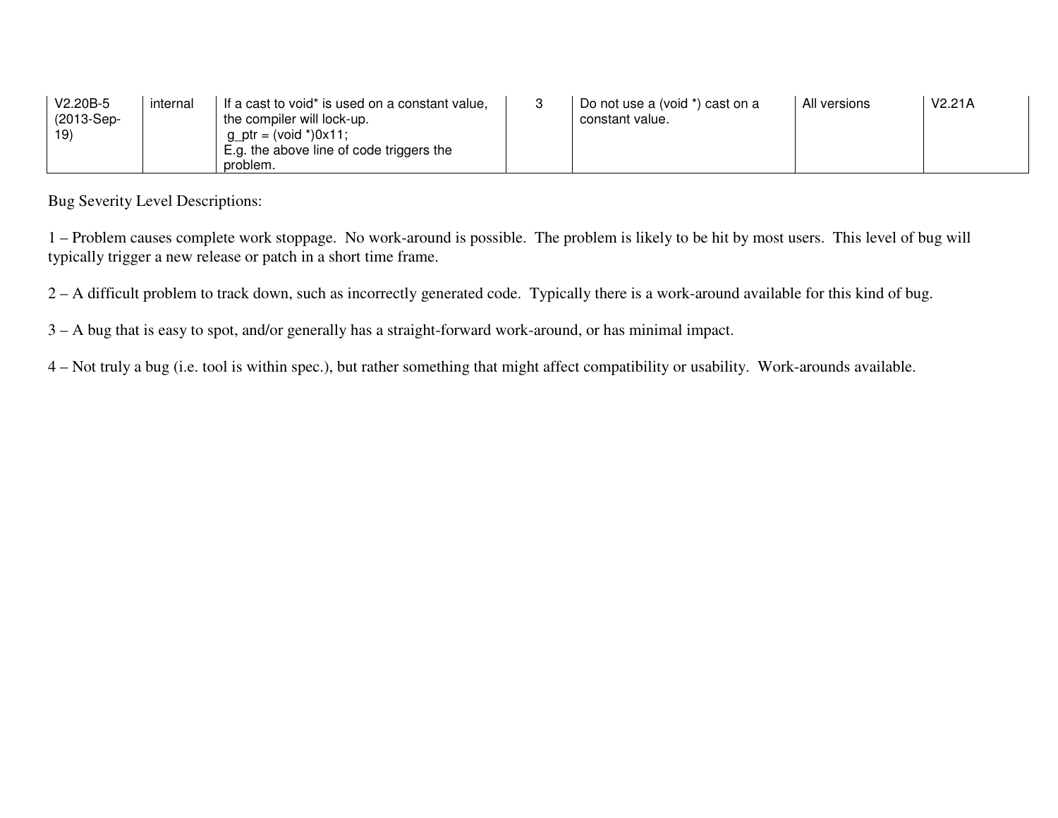| | | | | | | |
|---|---|---|---|---|---|---|
| V2.20B-5 (2013-Sep-19) | internal | If a cast to void* is used on a constant value, the compiler will lock-up.<br>g_ptr = (void *)0x11;<br>E.g. the above line of code triggers the problem. | 3 | Do not use a (void *) cast on a constant value. | All versions | V2.21A |

Bug Severity Level Descriptions:

1 – Problem causes complete work stoppage. No work-around is possible. The problem is likely to be hit by most users. This level of bug will typically trigger a new release or patch in a short time frame.

2 – A difficult problem to track down, such as incorrectly generated code. Typically there is a work-around available for this kind of bug.

3 – A bug that is easy to spot, and/or generally has a straight-forward work-around, or has minimal impact.

4 – Not truly a bug (i.e. tool is within spec.), but rather something that might affect compatibility or usability. Work-arounds available.